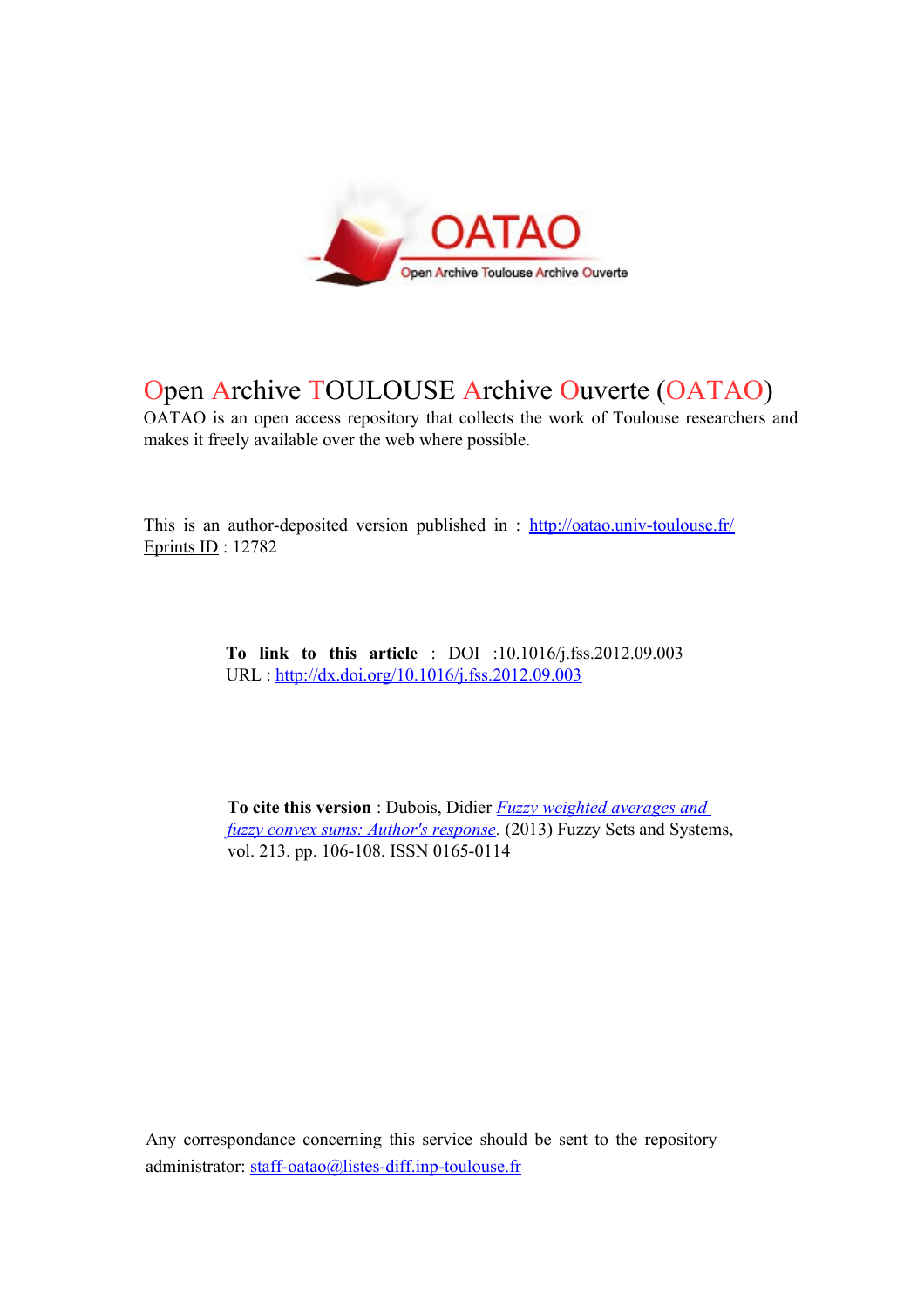# Open Archive TOULOUSE Archive Ouverte (OATAO)

OATAO is an open access repository that collects the work of Toulouse researchers and makes it freely available over the web where possible.

This is an author-deposited version published in : http://oatao.univ-toulouse.fr/
Eprints ID : 12782

**To link to this article** : DOI :10.1016/j.fss.2012.09.003
URL : http://dx.doi.org/10.1016/j.fss.2012.09.003

**To cite this version** : Dubois, Didier *Fuzzy weighted averages and fuzzy convex sums: Author's response*. (2013) Fuzzy Sets and Systems, vol. 213. pp. 106-108. ISSN 0165-0114

Any correspondance concerning this service should be sent to the repository administrator: staff-oatao@listes-diff.inp-toulouse.fr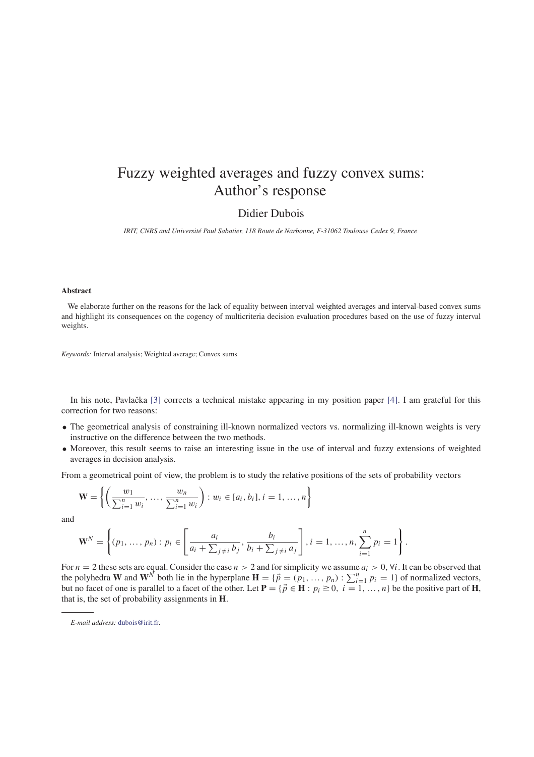# Fuzzy weighted averages and fuzzy convex sums: Author's response

Didier Dubois

*IRIT, CNRS and Université Paul Sabatier, 118 Route de Narbonne, F-31062 Toulouse Cedex 9, France*

## Abstract

We elaborate further on the reasons for the lack of equality between interval weighted averages and interval-based convex sums and highlight its consequences on the cogency of multicriteria decision evaluation procedures based on the use of fuzzy interval weights.

*Keywords:* Interval analysis; Weighted average; Convex sums

In his note, Pavlačka [3] corrects a technical mistake appearing in my position paper [4]. I am grateful for this correction for two reasons:

- The geometrical analysis of constraining ill-known normalized vectors vs. normalizing ill-known weights is very instructive on the difference between the two methods.
- Moreover, this result seems to raise an interesting issue in the use of interval and fuzzy extensions of weighted averages in decision analysis.

From a geometrical point of view, the problem is to study the relative positions of the sets of probability vectors

$$\mathbf{W} = \left\{ \left( \frac{w_1}{\sum_{i=1}^n w_i}, \ldots, \frac{w_n}{\sum_{i=1}^n w_i} \right) : w_i \in [a_i, b_i], i = 1, \ldots, n \right\}$$

and

$$\mathbf{W}^N = \left\{ (p_1, \ldots, p_n) : p_i \in \left[ \frac{a_i}{a_i + \sum_{j \neq i} b_j}, \frac{b_i}{b_i + \sum_{j \neq i} a_j} \right], i = 1, \ldots, n, \sum_{i=1}^n p_i = 1 \right\}.$$

For $n = 2$ these sets are equal. Consider the case $n > 2$ and for simplicity we assume $a_i > 0, \forall i$. It can be observed that the polyhedra $\mathbf{W}$ and $\mathbf{W}^N$ both lie in the hyperplane $\mathbf{H} = \{\vec{p} = (p_1, \ldots, p_n) : \sum_{i=1}^n p_i = 1\}$ of normalized vectors, but no facet of one is parallel to a facet of the other. Let $\mathbf{P} = \{\vec{p} \in \mathbf{H} : p_i \geq 0, \ i = 1, \ldots, n\}$ be the positive part of $\mathbf{H}$, that is, the set of probability assignments in $\mathbf{H}$.

*E-mail address:* dubois@irit.fr.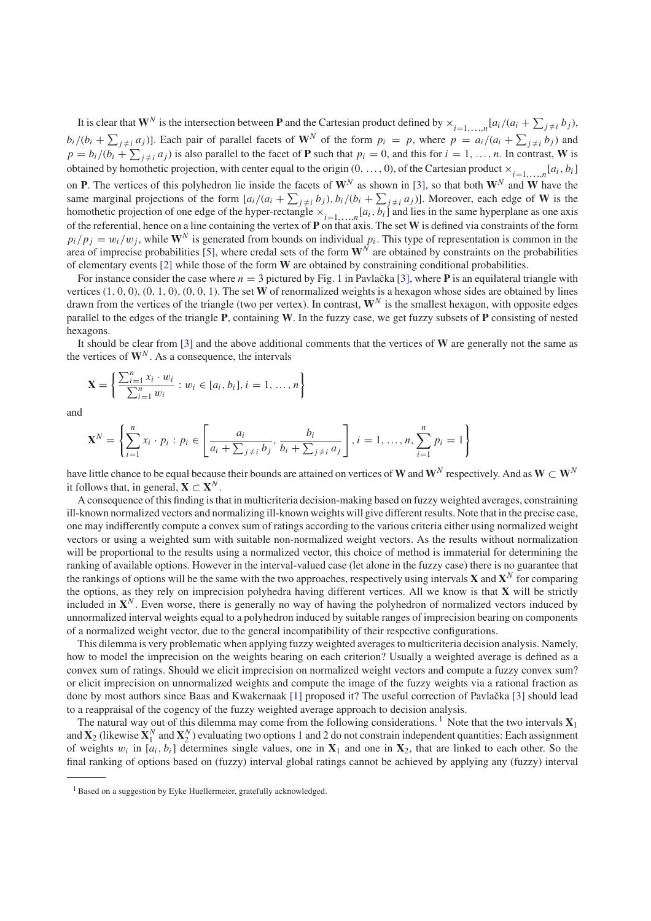It is clear that $\mathbf{W}^N$ is the intersection between $\mathbf{P}$ and the Cartesian product defined by $\times_{i=1,\dots,n}[a_i/(a_i + \sum_{j\neq i} b_j), b_i/(b_i + \sum_{j\neq i} a_j)]$. Each pair of parallel facets of $\mathbf{W}^N$ of the form $p_i = p$, where $p = a_i/(a_i + \sum_{j\neq i} b_j)$ and $p = b_i/(b_i + \sum_{j\neq i} a_j)$ is also parallel to the facet of $\mathbf{P}$ such that $p_i = 0$, and this for $i = 1, \dots, n$. In contrast, $\mathbf{W}$ is obtained by homothetic projection, with center equal to the origin $(0, \dots, 0)$, of the Cartesian product $\times_{i=1,\dots,n}[a_i, b_i]$ on $\mathbf{P}$. The vertices of this polyhedron lie inside the facets of $\mathbf{W}^N$ as shown in [3], so that both $\mathbf{W}^N$ and $\mathbf{W}$ have the same marginal projections of the form $[a_i/(a_i + \sum_{j\neq i} b_j), b_i/(b_i + \sum_{j\neq i} a_j)]$. Moreover, each edge of $\mathbf{W}$ is the homothetic projection of one edge of the hyper-rectangle $\times_{i=1,\dots,n}[a_i, b_i]$ and lies in the same hyperplane as one axis of the referential, hence on a line containing the vertex of $\mathbf{P}$ on that axis. The set $\mathbf{W}$ is defined via constraints of the form $p_i/p_j = w_i/w_j$, while $\mathbf{W}^N$ is generated from bounds on individual $p_i$. This type of representation is common in the area of imprecise probabilities [5], where credal sets of the form $\mathbf{W}^N$ are obtained by constraints on the probabilities of elementary events [2] while those of the form $\mathbf{W}$ are obtained by constraining conditional probabilities.

For instance consider the case where $n = 3$ pictured by Fig. 1 in Pavlačka [3], where $\mathbf{P}$ is an equilateral triangle with vertices $(1, 0, 0)$, $(0, 1, 0)$, $(0, 0, 1)$. The set $\mathbf{W}$ of renormalized weights is a hexagon whose sides are obtained by lines drawn from the vertices of the triangle (two per vertex). In contrast, $\mathbf{W}^N$ is the smallest hexagon, with opposite edges parallel to the edges of the triangle $\mathbf{P}$, containing $\mathbf{W}$. In the fuzzy case, we get fuzzy subsets of $\mathbf{P}$ consisting of nested hexagons.

It should be clear from [3] and the above additional comments that the vertices of $\mathbf{W}$ are generally not the same as the vertices of $\mathbf{W}^N$. As a consequence, the intervals

$$\mathbf{X} = \left\{ \frac{\sum_{i=1}^n x_i \cdot w_i}{\sum_{i=1}^n w_i} : w_i \in [a_i, b_i], i = 1, \dots, n \right\}$$

and

$$\mathbf{X}^N = \left\{ \sum_{i=1}^n x_i \cdot p_i : p_i \in \left[ \frac{a_i}{a_i + \sum_{j\neq i} b_j}, \frac{b_i}{b_i + \sum_{j\neq i} a_j} \right], i = 1, \dots, n, \sum_{i=1}^n p_i = 1 \right\}$$

have little chance to be equal because their bounds are attained on vertices of $\mathbf{W}$ and $\mathbf{W}^N$ respectively. And as $\mathbf{W} \subset \mathbf{W}^N$ it follows that, in general, $\mathbf{X} \subset \mathbf{X}^N$.

A consequence of this finding is that in multicriteria decision-making based on fuzzy weighted averages, constraining ill-known normalized vectors and normalizing ill-known weights will give different results. Note that in the precise case, one may indifferently compute a convex sum of ratings according to the various criteria either using normalized weight vectors or using a weighted sum with suitable non-normalized weight vectors. As the results without normalization will be proportional to the results using a normalized vector, this choice of method is immaterial for determining the ranking of available options. However in the interval-valued case (let alone in the fuzzy case) there is no guarantee that the rankings of options will be the same with the two approaches, respectively using intervals $\mathbf{X}$ and $\mathbf{X}^N$ for comparing the options, as they rely on imprecision polyhedra having different vertices. All we know is that $\mathbf{X}$ will be strictly included in $\mathbf{X}^N$. Even worse, there is generally no way of having the polyhedron of normalized vectors induced by unnormalized interval weights equal to a polyhedron induced by suitable ranges of imprecision bearing on components of a normalized weight vector, due to the general incompatibility of their respective configurations.

This dilemma is very problematic when applying fuzzy weighted averages to multicriteria decision analysis. Namely, how to model the imprecision on the weights bearing on each criterion? Usually a weighted average is defined as a convex sum of ratings. Should we elicit imprecision on normalized weight vectors and compute a fuzzy convex sum? or elicit imprecision on unnormalized weights and compute the image of the fuzzy weights via a rational fraction as done by most authors since Baas and Kwakernaak [1] proposed it? The useful correction of Pavlačka [3] should lead to a reappraisal of the cogency of the fuzzy weighted average approach to decision analysis.

The natural way out of this dilemma may come from the following considerations.[1] Note that the two intervals $\mathbf{X}_1$ and $\mathbf{X}_2$ (likewise $\mathbf{X}_1^N$ and $\mathbf{X}_2^N$) evaluating two options 1 and 2 do not constrain independent quantities: Each assignment of weights $w_i$ in $[a_i, b_i]$ determines single values, one in $\mathbf{X}_1$ and one in $\mathbf{X}_2$, that are linked to each other. So the final ranking of options based on (fuzzy) interval global ratings cannot be achieved by applying any (fuzzy) interval

[1] Based on a suggestion by Eyke Huellermeier, gratefully acknowledged.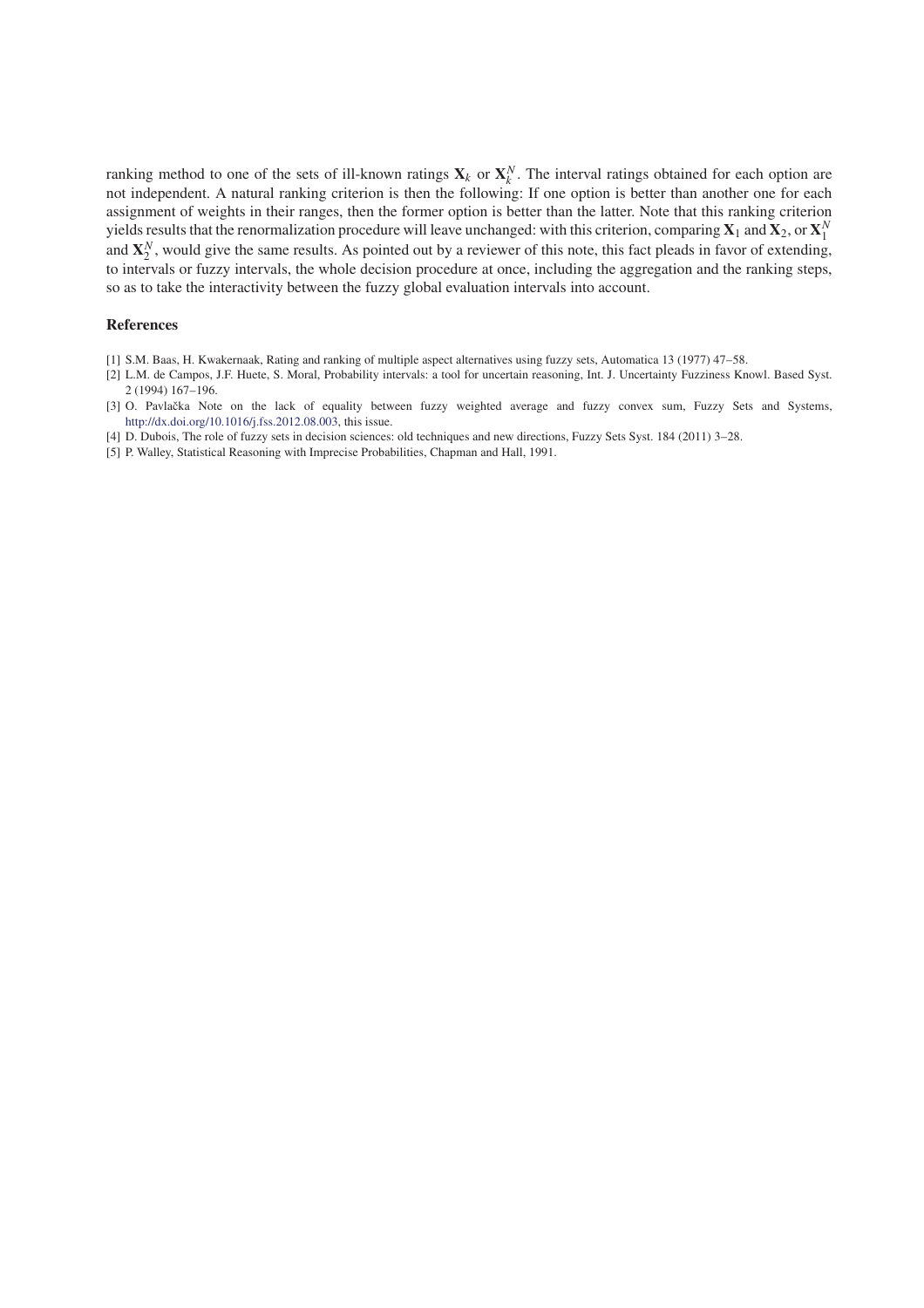ranking method to one of the sets of ill-known ratings $\mathbf{X}_k$ or $\mathbf{X}_k^N$. The interval ratings obtained for each option are not independent. A natural ranking criterion is then the following: If one option is better than another one for each assignment of weights in their ranges, then the former option is better than the latter. Note that this ranking criterion yields results that the renormalization procedure will leave unchanged: with this criterion, comparing $\mathbf{X}_1$ and $\mathbf{X}_2$, or $\mathbf{X}_1^N$ and $\mathbf{X}_2^N$, would give the same results. As pointed out by a reviewer of this note, this fact pleads in favor of extending, to intervals or fuzzy intervals, the whole decision procedure at once, including the aggregation and the ranking steps, so as to take the interactivity between the fuzzy global evaluation intervals into account.

## References

[1] S.M. Baas, H. Kwakernaak, Rating and ranking of multiple aspect alternatives using fuzzy sets, Automatica 13 (1977) 47–58.

[2] L.M. de Campos, J.F. Huete, S. Moral, Probability intervals: a tool for uncertain reasoning, Int. J. Uncertainty Fuzziness Knowl. Based Syst. 2 (1994) 167–196.

[3] O. Pavlačka Note on the lack of equality between fuzzy weighted average and fuzzy convex sum, Fuzzy Sets and Systems, http://dx.doi.org/10.1016/j.fss.2012.08.003, this issue.

[4] D. Dubois, The role of fuzzy sets in decision sciences: old techniques and new directions, Fuzzy Sets Syst. 184 (2011) 3–28.

[5] P. Walley, Statistical Reasoning with Imprecise Probabilities, Chapman and Hall, 1991.